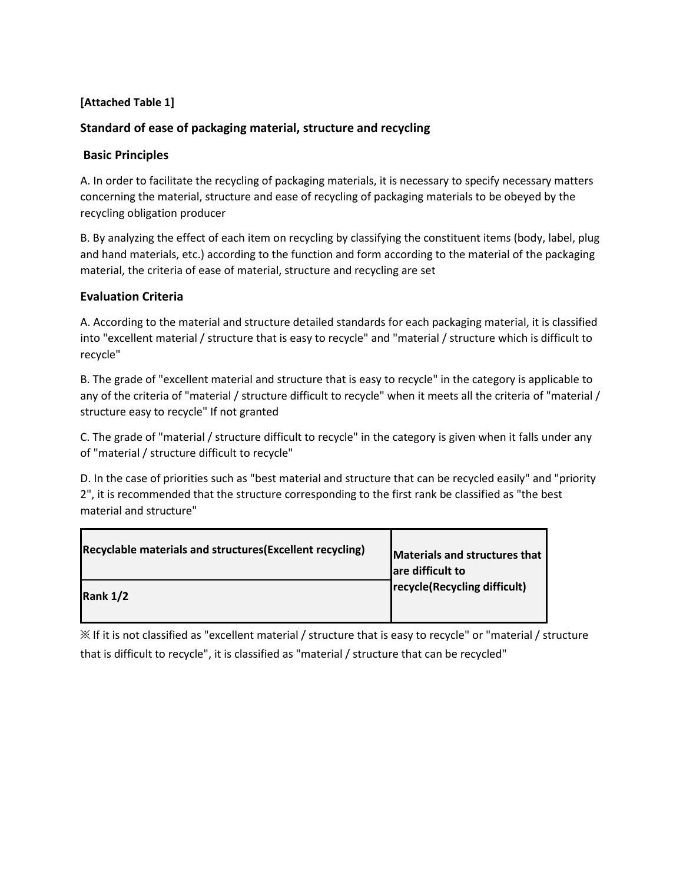**[Attached Table 1]**

## Standard of ease of packaging material, structure and recycling

### Basic Principles

A. In order to facilitate the recycling of packaging materials, it is necessary to specify necessary matters concerning the material, structure and ease of recycling of packaging materials to be obeyed by the recycling obligation producer

B. By analyzing the effect of each item on recycling by classifying the constituent items (body, label, plug and hand materials, etc.) according to the function and form according to the material of the packaging material, the criteria of ease of material, structure and recycling are set

### Evaluation Criteria

A. According to the material and structure detailed standards for each packaging material, it is classified into "excellent material / structure that is easy to recycle" and "material / structure which is difficult to recycle"

B. The grade of "excellent material and structure that is easy to recycle" in the category is applicable to any of the criteria of "material / structure difficult to recycle" when it meets all the criteria of "material / structure easy to recycle" If not granted

C. The grade of "material / structure difficult to recycle" in the category is given when it falls under any of "material / structure difficult to recycle"

D. In the case of priorities such as "best material and structure that can be recycled easily" and "priority 2", it is recommended that the structure corresponding to the first rank be classified as "the best material and structure"

| **Recyclable materials and structures(Excellent recycling)** | **Materials and structures that are difficult to recycle(Recycling difficult)** |
|---|---|
| **Rank 1/2** | |

※ If it is not classified as "excellent material / structure that is easy to recycle" or "material / structure that is difficult to recycle", it is classified as "material / structure that can be recycled"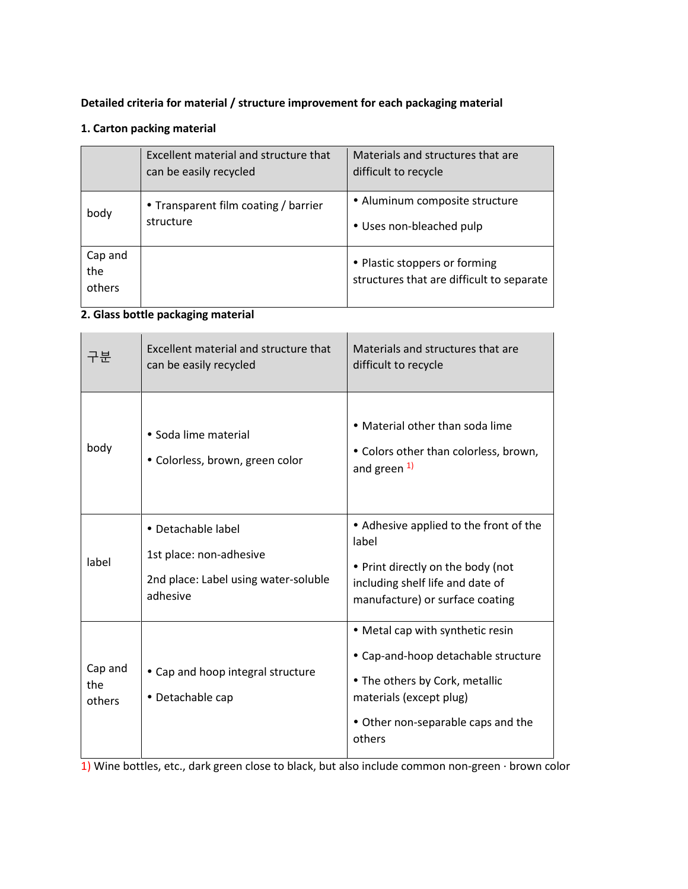**Detailed criteria for material / structure improvement for each packaging material**

**1. Carton packing material**

| | Excellent material and structure that can be easily recycled | Materials and structures that are difficult to recycle |
|---|---|---|
| body | • Transparent film coating / barrier structure | • Aluminum composite structure<br>• Uses non-bleached pulp |
| Cap and the others | | • Plastic stoppers or forming structures that are difficult to separate |

**2. Glass bottle packaging material**

| 구분 | Excellent material and structure that can be easily recycled | Materials and structures that are difficult to recycle |
|---|---|---|
| body | • Soda lime material<br>• Colorless, brown, green color | • Material other than soda lime<br>• Colors other than colorless, brown, and green [1) ] |
| label | • Detachable label<br>1st place: non-adhesive<br>2nd place: Label using water-soluble adhesive | • Adhesive applied to the front of the label<br>• Print directly on the body (not including shelf life and date of manufacture) or surface coating |
| Cap and the others | • Cap and hoop integral structure<br>• Detachable cap | • Metal cap with synthetic resin<br>• Cap-and-hoop detachable structure<br>• The others by Cork, metallic materials (except plug)<br>• Other non-separable caps and the others |

1) Wine bottles, etc., dark green close to black, but also include common non-green · brown color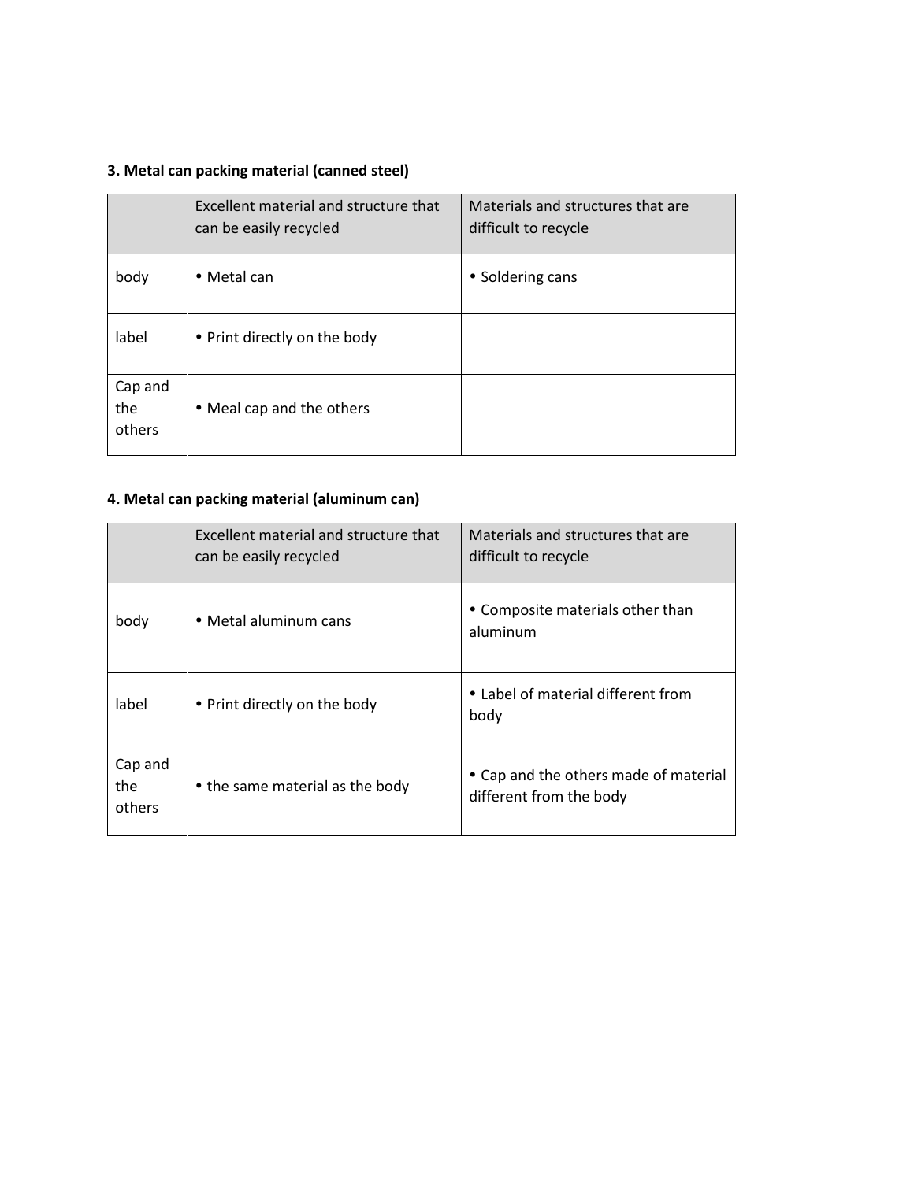**3. Metal can packing material (canned steel)**

| | Excellent material and structure that can be easily recycled | Materials and structures that are difficult to recycle |
|---|---|---|
| body | • Metal can | • Soldering cans |
| label | • Print directly on the body | |
| Cap and the others | • Meal cap and the others | |

**4. Metal can packing material (aluminum can)**

| | Excellent material and structure that can be easily recycled | Materials and structures that are difficult to recycle |
|---|---|---|
| body | • Metal aluminum cans | • Composite materials other than aluminum |
| label | • Print directly on the body | • Label of material different from body |
| Cap and the others | • the same material as the body | • Cap and the others made of material different from the body |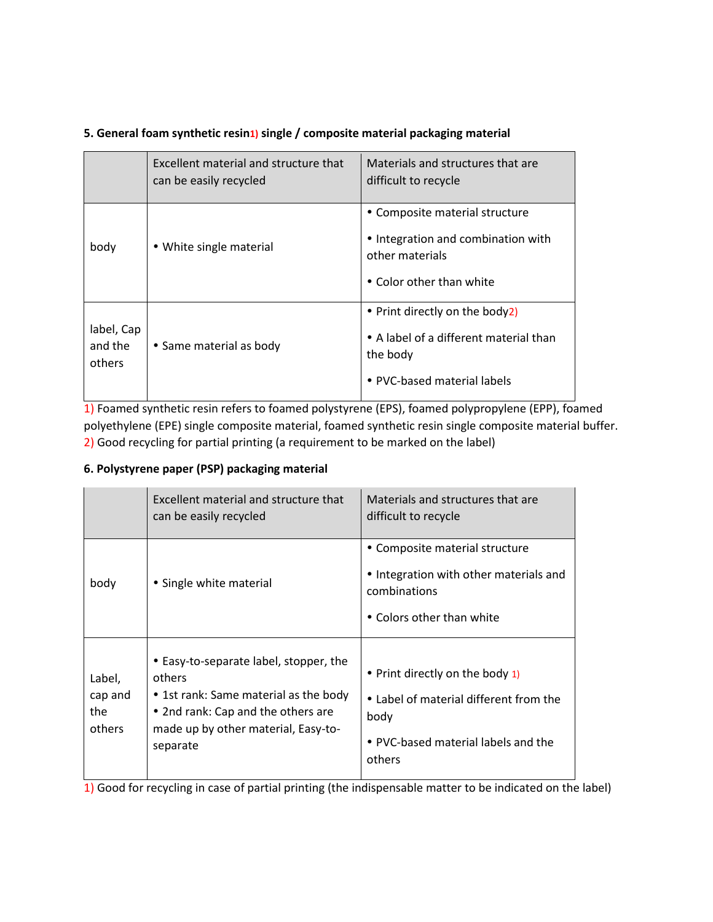**5. General foam synthetic resin[1)] single / composite material packaging material**

| | Excellent material and structure that can be easily recycled | Materials and structures that are difficult to recycle |
|---|---|---|
| body | • White single material | • Composite material structure<br>• Integration and combination with other materials<br>• Color other than white |
| label, Cap and the others | • Same material as body | • Print directly on the body[2)]<br>• A label of a different material than the body<br>• PVC-based material labels |

1) Foamed synthetic resin refers to foamed polystyrene (EPS), foamed polypropylene (EPP), foamed polyethylene (EPE) single composite material, foamed synthetic resin single composite material buffer.
2) Good recycling for partial printing (a requirement to be marked on the label)

**6. Polystyrene paper (PSP) packaging material**

| | Excellent material and structure that can be easily recycled | Materials and structures that are difficult to recycle |
|---|---|---|
| body | • Single white material | • Composite material structure<br>• Integration with other materials and combinations<br>• Colors other than white |
| Label, cap and the others | • Easy-to-separate label, stopper, the others<br>• 1st rank: Same material as the body<br>• 2nd rank: Cap and the others are made up by other material, Easy-to-separate | • Print directly on the body [1)]<br>• Label of material different from the body<br>• PVC-based material labels and the others |

1) Good for recycling in case of partial printing (the indispensable matter to be indicated on the label)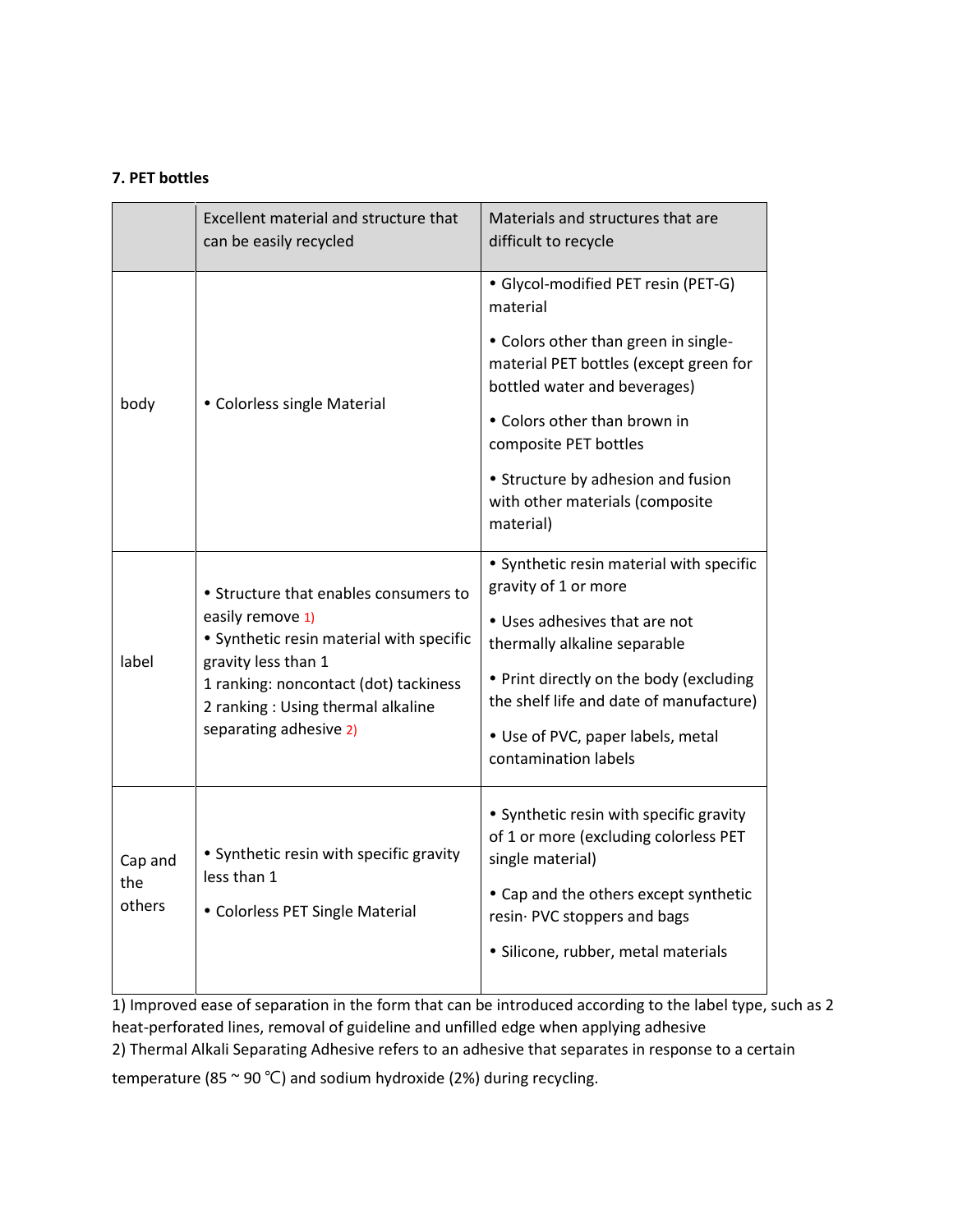**7. PET bottles**

| | Excellent material and structure that can be easily recycled | Materials and structures that are difficult to recycle |
|---|---|---|
| body | • Colorless single Material | • Glycol-modified PET resin (PET-G) material<br>• Colors other than green in single-material PET bottles (except green for bottled water and beverages)<br>• Colors other than brown in composite PET bottles<br>• Structure by adhesion and fusion with other materials (composite material) |
| label | • Structure that enables consumers to easily remove 1)<br>• Synthetic resin material with specific gravity less than 1<br>1 ranking: noncontact (dot) tackiness<br>2 ranking : Using thermal alkaline separating adhesive 2) | • Synthetic resin material with specific gravity of 1 or more<br>• Uses adhesives that are not thermally alkaline separable<br>• Print directly on the body (excluding the shelf life and date of manufacture)<br>• Use of PVC, paper labels, metal contamination labels |
| Cap and the others | • Synthetic resin with specific gravity less than 1<br>• Colorless PET Single Material | • Synthetic resin with specific gravity of 1 or more (excluding colorless PET single material)<br>• Cap and the others except synthetic resin· PVC stoppers and bags<br>• Silicone, rubber, metal materials |

1) Improved ease of separation in the form that can be introduced according to the label type, such as 2 heat-perforated lines, removal of guideline and unfilled edge when applying adhesive

2) Thermal Alkali Separating Adhesive refers to an adhesive that separates in response to a certain temperature (85 ~ 90 ℃) and sodium hydroxide (2%) during recycling.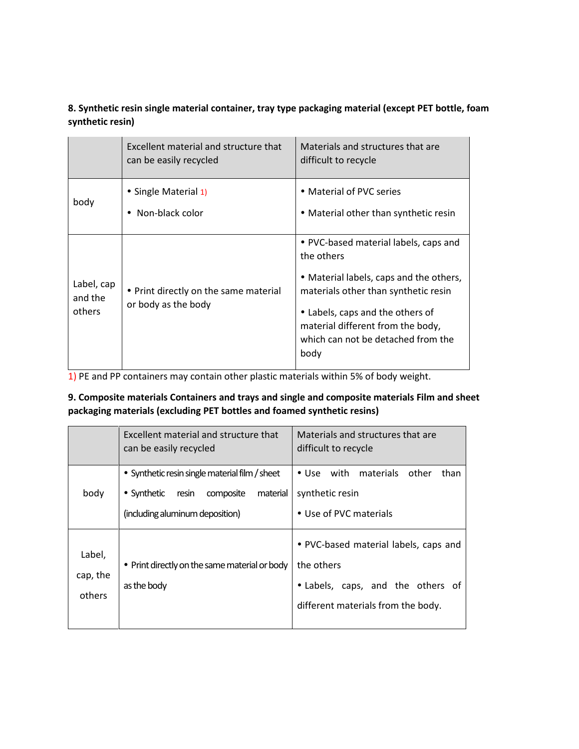**8. Synthetic resin single material container, tray type packaging material (except PET bottle, foam synthetic resin)**

| | Excellent material and structure that can be easily recycled | Materials and structures that are difficult to recycle |
|---|---|---|
| body | • Single Material 1)<br>• Non-black color | • Material of PVC series<br>• Material other than synthetic resin |
| Label, cap and the others | • Print directly on the same material or body as the body | • PVC-based material labels, caps and the others<br>• Material labels, caps and the others, materials other than synthetic resin<br>• Labels, caps and the others of material different from the body, which can not be detached from the body |

1) PE and PP containers may contain other plastic materials within 5% of body weight.

**9. Composite materials Containers and trays and single and composite materials Film and sheet packaging materials (excluding PET bottles and foamed synthetic resins)**

| | Excellent material and structure that can be easily recycled | Materials and structures that are difficult to recycle |
|---|---|---|
| body | • Synthetic resin single material film / sheet<br>• Synthetic resin composite material (including aluminum deposition) | • Use with materials other than synthetic resin<br>• Use of PVC materials |
| Label, cap, the others | • Print directly on the same material or body as the body | • PVC-based material labels, caps and the others<br>• Labels, caps, and the others of different materials from the body. |